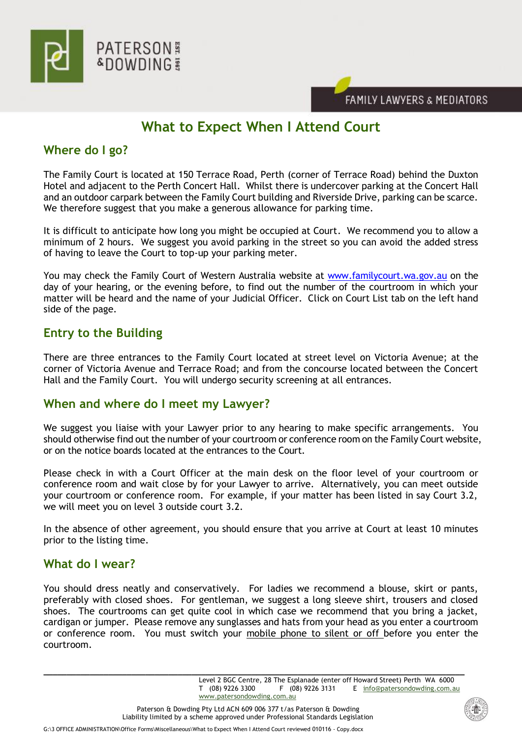# What to Expect When I Attend Court

## Where do I go?

The Family Court is located at 150 Terrace Road, Perth (corner of Terrace Road) behind the Duxton Hotel and adjacent to the Perth Concert Hall. Whilst there is undercover parking at the Concert Hall and an outdoor carpark between the Family Court building and Riverside Drive, parking can be scarce. We therefore suggest that you make a generous allowance for parking time.

It is difficult to anticipate how long you might be occupied at Court. We recommend you to allow a minimum of 2 hours. We suggest you avoid parking in the street so you can avoid the added stress of having to leave the Court to top-up your parking meter.

You may check the Family Court of Western Australia website at www.familycourt.wa.gov.au on the day of your hearing, or the evening before, to find out the number of the courtroom in which your matter will be heard and the name of your Judicial Officer. Click on Court List tab on the left hand side of the page.

## Entry to the Building

There are three entrances to the Family Court located at street level on Victoria Avenue; at the corner of Victoria Avenue and Terrace Road; and from the concourse located between the Concert Hall and the Family Court. You will undergo security screening at all entrances.

## When and where do I meet my Lawyer?

We suggest you liaise with your Lawyer prior to any hearing to make specific arrangements. You should otherwise find out the number of your courtroom or conference room on the Family Court website, or on the notice boards located at the entrances to the Court.

Please check in with a Court Officer at the main desk on the floor level of your courtroom or conference room and wait close by for your Lawyer to arrive. Alternatively, you can meet outside your courtroom or conference room. For example, if your matter has been listed in say Court 3.2, we will meet you on level 3 outside court 3.2.

In the absence of other agreement, you should ensure that you arrive at Court at least 10 minutes prior to the listing time.

## What do I wear?

You should dress neatly and conservatively. For ladies we recommend a blouse, skirt or pants, preferably with closed shoes. For gentleman, we suggest a long sleeve shirt, trousers and closed shoes. The courtrooms can get quite cool in which case we recommend that you bring a jacket, cardigan or jumper. Please remove any sunglasses and hats from your head as you enter a courtroom or conference room. You must switch your mobile phone to silent or off before you enter the courtroom.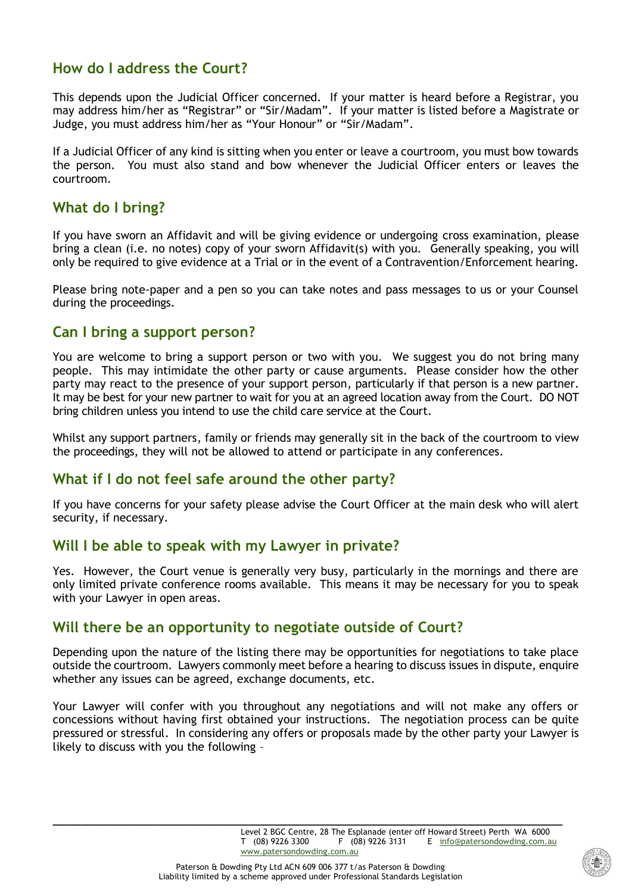## How do I address the Court?

This depends upon the Judicial Officer concerned. If your matter is heard before a Registrar, you may address him/her as "Registrar" or "Sir/Madam". If your matter is listed before a Magistrate or Judge, you must address him/her as "Your Honour" or "Sir/Madam".

If a Judicial Officer of any kind is sitting when you enter or leave a courtroom, you must bow towards the person. You must also stand and bow whenever the Judicial Officer enters or leaves the courtroom.

## What do I bring?

If you have sworn an Affidavit and will be giving evidence or undergoing cross examination, please bring a clean (i.e. no notes) copy of your sworn Affidavit(s) with you. Generally speaking, you will only be required to give evidence at a Trial or in the event of a Contravention/Enforcement hearing.

Please bring note-paper and a pen so you can take notes and pass messages to us or your Counsel during the proceedings.

## Can I bring a support person?

You are welcome to bring a support person or two with you. We suggest you do not bring many people. This may intimidate the other party or cause arguments. Please consider how the other party may react to the presence of your support person, particularly if that person is a new partner. It may be best for your new partner to wait for you at an agreed location away from the Court. DO NOT bring children unless you intend to use the child care service at the Court.

Whilst any support partners, family or friends may generally sit in the back of the courtroom to view the proceedings, they will not be allowed to attend or participate in any conferences.

## What if I do not feel safe around the other party?

If you have concerns for your safety please advise the Court Officer at the main desk who will alert security, if necessary.

## Will I be able to speak with my Lawyer in private?

Yes. However, the Court venue is generally very busy, particularly in the mornings and there are only limited private conference rooms available. This means it may be necessary for you to speak with your Lawyer in open areas.

## Will there be an opportunity to negotiate outside of Court?

Depending upon the nature of the listing there may be opportunities for negotiations to take place outside the courtroom. Lawyers commonly meet before a hearing to discuss issues in dispute, enquire whether any issues can be agreed, exchange documents, etc.

Your Lawyer will confer with you throughout any negotiations and will not make any offers or concessions without having first obtained your instructions. The negotiation process can be quite pressured or stressful. In considering any offers or proposals made by the other party your Lawyer is likely to discuss with you the following –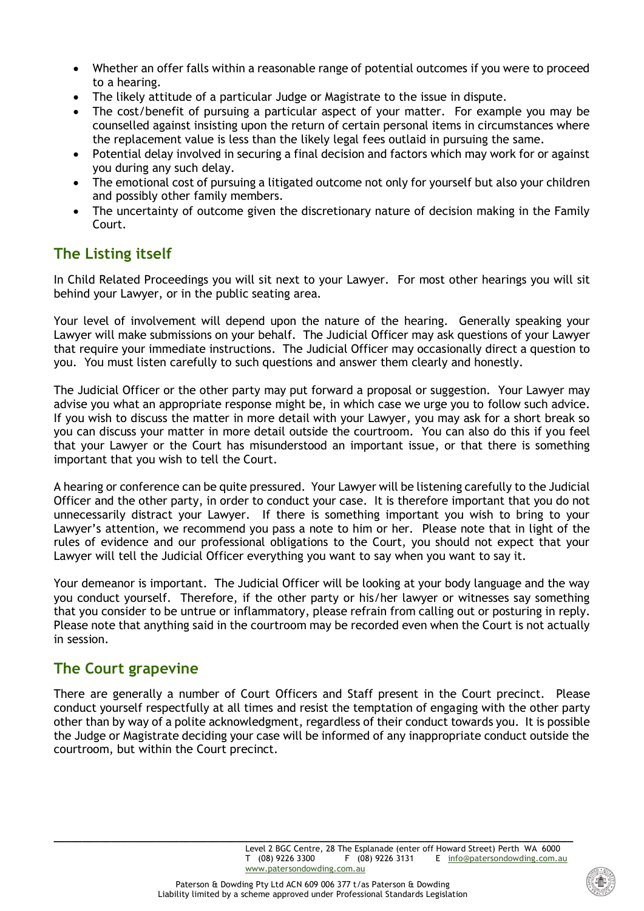- Whether an offer falls within a reasonable range of potential outcomes if you were to proceed to a hearing.
- The likely attitude of a particular Judge or Magistrate to the issue in dispute.
- The cost/benefit of pursuing a particular aspect of your matter. For example you may be counselled against insisting upon the return of certain personal items in circumstances where the replacement value is less than the likely legal fees outlaid in pursuing the same.
- Potential delay involved in securing a final decision and factors which may work for or against you during any such delay.
- The emotional cost of pursuing a litigated outcome not only for yourself but also your children and possibly other family members.
- The uncertainty of outcome given the discretionary nature of decision making in the Family Court.

## The Listing itself

In Child Related Proceedings you will sit next to your Lawyer. For most other hearings you will sit behind your Lawyer, or in the public seating area.

Your level of involvement will depend upon the nature of the hearing. Generally speaking your Lawyer will make submissions on your behalf. The Judicial Officer may ask questions of your Lawyer that require your immediate instructions. The Judicial Officer may occasionally direct a question to you. You must listen carefully to such questions and answer them clearly and honestly.

The Judicial Officer or the other party may put forward a proposal or suggestion. Your Lawyer may advise you what an appropriate response might be, in which case we urge you to follow such advice. If you wish to discuss the matter in more detail with your Lawyer, you may ask for a short break so you can discuss your matter in more detail outside the courtroom. You can also do this if you feel that your Lawyer or the Court has misunderstood an important issue, or that there is something important that you wish to tell the Court.

A hearing or conference can be quite pressured. Your Lawyer will be listening carefully to the Judicial Officer and the other party, in order to conduct your case. It is therefore important that you do not unnecessarily distract your Lawyer. If there is something important you wish to bring to your Lawyer's attention, we recommend you pass a note to him or her. Please note that in light of the rules of evidence and our professional obligations to the Court, you should not expect that your Lawyer will tell the Judicial Officer everything you want to say when you want to say it.

Your demeanor is important. The Judicial Officer will be looking at your body language and the way you conduct yourself. Therefore, if the other party or his/her lawyer or witnesses say something that you consider to be untrue or inflammatory, please refrain from calling out or posturing in reply. Please note that anything said in the courtroom may be recorded even when the Court is not actually in session.

## The Court grapevine

There are generally a number of Court Officers and Staff present in the Court precinct. Please conduct yourself respectfully at all times and resist the temptation of engaging with the other party other than by way of a polite acknowledgment, regardless of their conduct towards you. It is possible the Judge or Magistrate deciding your case will be informed of any inappropriate conduct outside the courtroom, but within the Court precinct.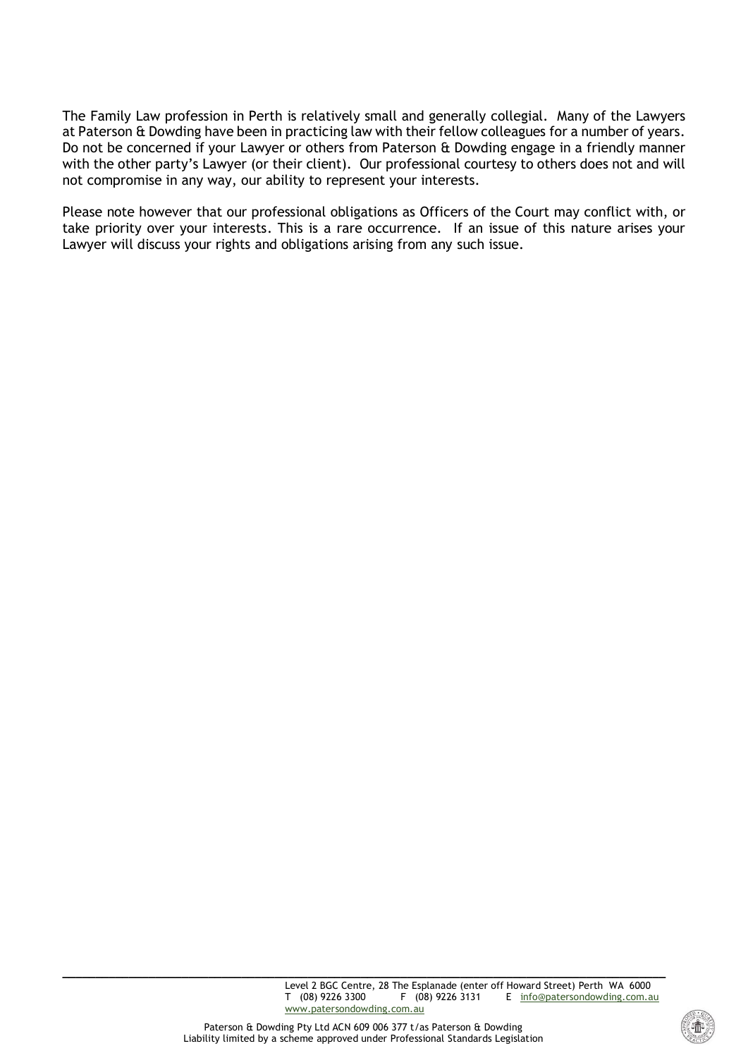The Family Law profession in Perth is relatively small and generally collegial. Many of the Lawyers at Paterson & Dowding have been in practicing law with their fellow colleagues for a number of years. Do not be concerned if your Lawyer or others from Paterson & Dowding engage in a friendly manner with the other party's Lawyer (or their client). Our professional courtesy to others does not and will not compromise in any way, our ability to represent your interests.

Please note however that our professional obligations as Officers of the Court may conflict with, or take priority over your interests. This is a rare occurrence. If an issue of this nature arises your Lawyer will discuss your rights and obligations arising from any such issue.